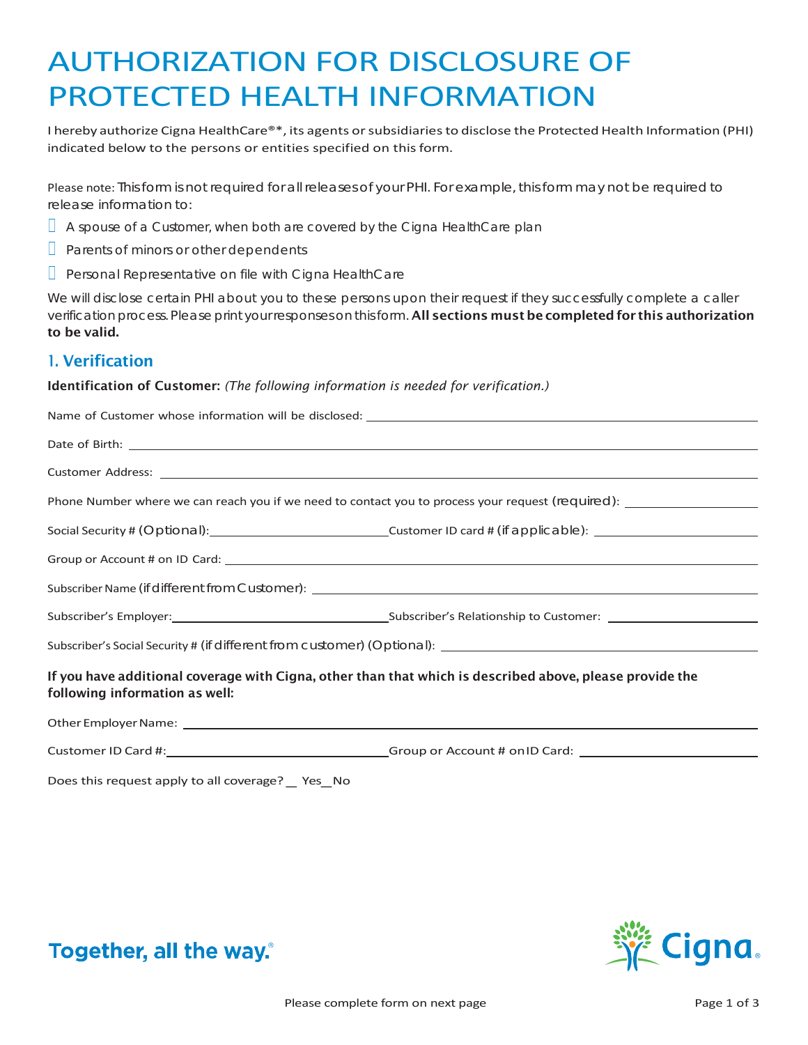# AUTHORIZATION FOR DISCLOSURE OF PROTECTED HEALTH INFORMATION

I hereby authorize Cigna HealthCare®*, its agents or subsidiaries to disclose the Protected Health Information (PHI) indicated below to the persons or entities specified on this form.

Please note: This form is not required for all releases of your PHI. For example, this form may not be required to release information to:

- A spouse of a Customer, when both are covered by the Cigna HealthCare plan
- Parents of minors or other dependents
- Personal Representative on file with Cigna HealthCare

We will disclose certain PHI about you to these persons upon their request if they successfully complete a caller verification process. Please print your responses on this form. **All sections must be completed for this authorization to be valid.**

## 1. Verification

**Identification of Customer:** *(The following information is needed for verification.)*

Name of Customer whose information will be disclosed: ____________________

Date of Birth: ____________________

Customer Address: ____________________

Phone Number where we can reach you if we need to contact you to process your request (required): ____________________

Social Security # (Optional): ____________________ Customer ID card # (if applicable): ____________________

Group or Account # on ID Card: ____________________

Subscriber Name (if different from Customer): ____________________

Subscriber's Employer: ____________________ Subscriber's Relationship to Customer: ____________________

Subscriber's Social Security # (if different from customer) (Optional): ____________________

**If you have additional coverage with Cigna, other than that which is described above, please provide the following information as well:**

Other Employer Name: ____________________

Customer ID Card #: ____________________ Group or Account # on ID Card: ____________________

Does this request apply to all coverage? __ Yes __ No

Together, all the way.®

Cigna.

Please complete form on next page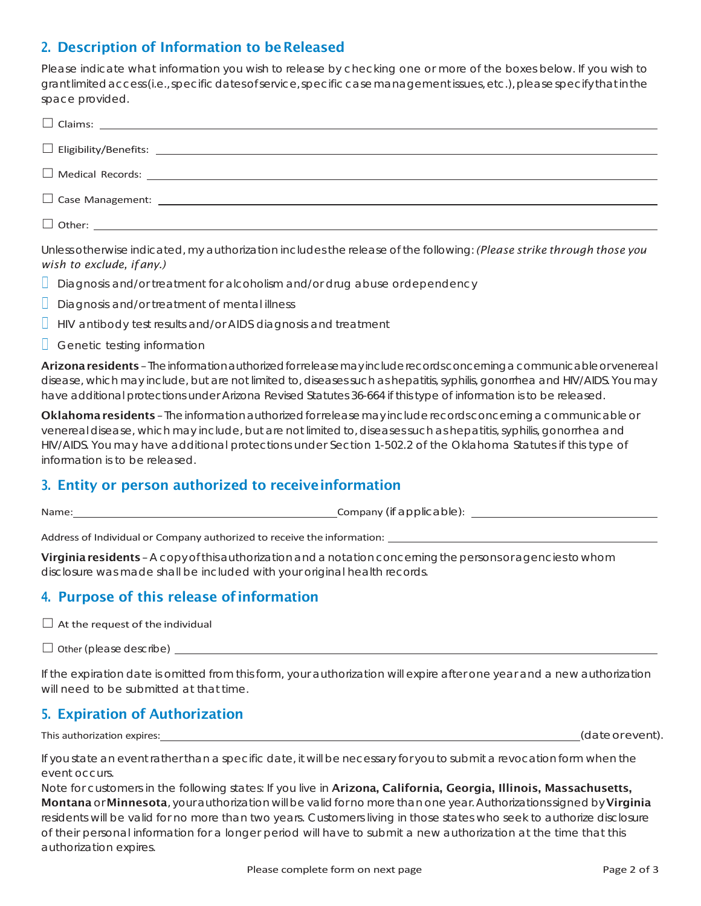## 2. Description of Information to be Released

Please indicate what information you wish to release by checking one or more of the boxes below. If you wish to grant limited access (i.e., specific dates of service, specific case management issues, etc.), please specify that in the space provided.

☐ Claims: ____________________

☐ Eligibility/Benefits: ____________________

☐ Medical Records: ____________________

☐ Case Management: ____________________

☐ Other: ____________________

Unless otherwise indicated, my authorization includes the release of the following: *(Please strike through those you wish to exclude, if any.)*

- Diagnosis and/or treatment for alcoholism and/or drug abuse or dependency
- Diagnosis and/or treatment of mental illness
- HIV antibody test results and/or AIDS diagnosis and treatment
- Genetic testing information

**Arizona residents** – The information authorized for release may include records concerning a communicable or venereal disease, which may include, but are not limited to, diseases such as hepatitis, syphilis, gonorrhea and HIV/AIDS. You may have additional protections under Arizona Revised Statutes 36-664 if this type of information is to be released.

**Oklahoma residents** – The information authorized for release may include records concerning a communicable or venereal disease, which may include, but are not limited to, diseases such as hepatitis, syphilis, gonorrhea and HIV/AIDS. You may have additional protections under Section 1-502.2 of the Oklahoma Statutes if this type of information is to be released.

## 3. Entity or person authorized to receive information

Name: ____________________ Company (if applicable): ____________________

Address of Individual or Company authorized to receive the information: ____________________

**Virginia residents** – A copy of this authorization and a notation concerning the persons or agencies to whom disclosure was made shall be included with your original health records.

## 4. Purpose of this release of information

☐ At the request of the individual

☐ Other (please describe) ____________________

If the expiration date is omitted from this form, your authorization will expire after one year and a new authorization will need to be submitted at that time.

## 5. Expiration of Authorization

This authorization expires: ____________________ (date or event).

If you state an event rather than a specific date, it will be necessary for you to submit a revocation form when the event occurs.

Note for customers in the following states: If you live in **Arizona, California, Georgia, Illinois, Massachusetts, Montana** or **Minnesota**, your authorization will be valid for no more than one year. Authorizations signed by **Virginia** residents will be valid for no more than two years. Customers living in those states who seek to authorize disclosure of their personal information for a longer period will have to submit a new authorization at the time that this authorization expires.

Please complete form on next page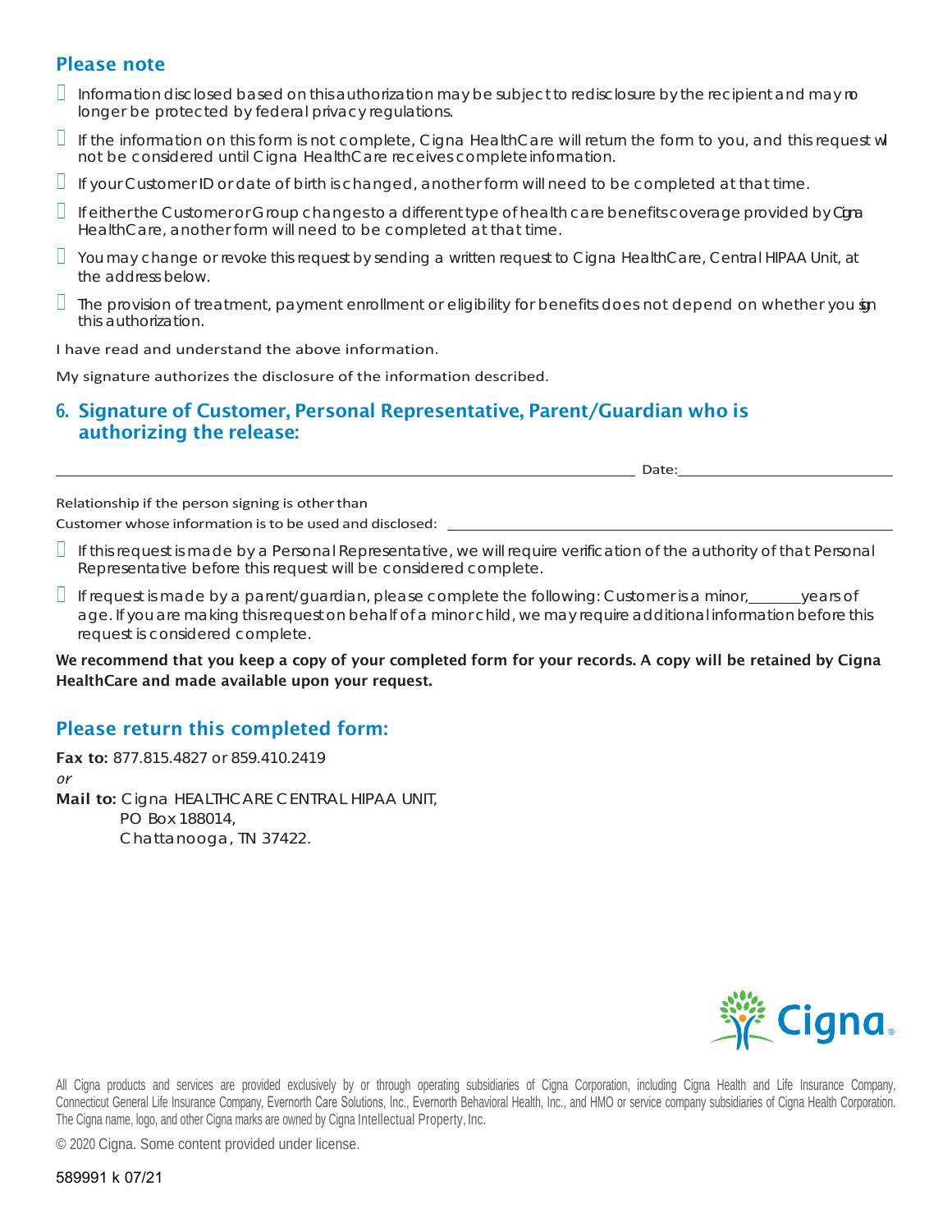## Please note

- Information disclosed based on this authorization may be subject to redisclosure by the recipient and may no longer be protected by federal privacy regulations.
- If the information on this form is not complete, Cigna HealthCare will return the form to you, and this request will not be considered until Cigna HealthCare receives complete information.
- If your Customer ID or date of birth is changed, another form will need to be completed at that time.
- If either the Customer or Group changes to a different type of health care benefits coverage provided by Cigna HealthCare, another form will need to be completed at that time.
- You may change or revoke this request by sending a written request to Cigna HealthCare, Central HIPAA Unit, at the address below.
- The provision of treatment, payment enrollment or eligibility for benefits does not depend on whether you sign this authorization.

I have read and understand the above information.

My signature authorizes the disclosure of the information described.

## 6. Signature of Customer, Personal Representative, Parent/Guardian who is authorizing the release:

______________________________________________________ Date: ____________________

Relationship if the person signing is other than Customer whose information is to be used and disclosed: ____________________

- If this request is made by a Personal Representative, we will require verification of the authority of that Personal Representative before this request will be considered complete.
- If request is made by a parent/guardian, please complete the following: Customer is a minor, _______ years of age. If you are making this request on behalf of a minor child, we may require additional information before this request is considered complete.

**We recommend that you keep a copy of your completed form for your records. A copy will be retained by Cigna HealthCare and made available upon your request.**

## Please return this completed form:

**Fax to:** 877.815.4827 or 859.410.2419

*or*

**Mail to:** Cigna HEALTHCARE CENTRAL HIPAA UNIT,
PO Box 188014,
Chattanooga, TN 37422.

Cigna

All Cigna products and services are provided exclusively by or through operating subsidiaries of Cigna Corporation, including Cigna Health and Life Insurance Company, Connecticut General Life Insurance Company, Evernorth Care Solutions, Inc., Evernorth Behavioral Health, Inc., and HMO or service company subsidiaries of Cigna Health Corporation. The Cigna name, logo, and other Cigna marks are owned by Cigna Intellectual Property, Inc.

© 2020 Cigna. Some content provided under license.

589991 k 07/21